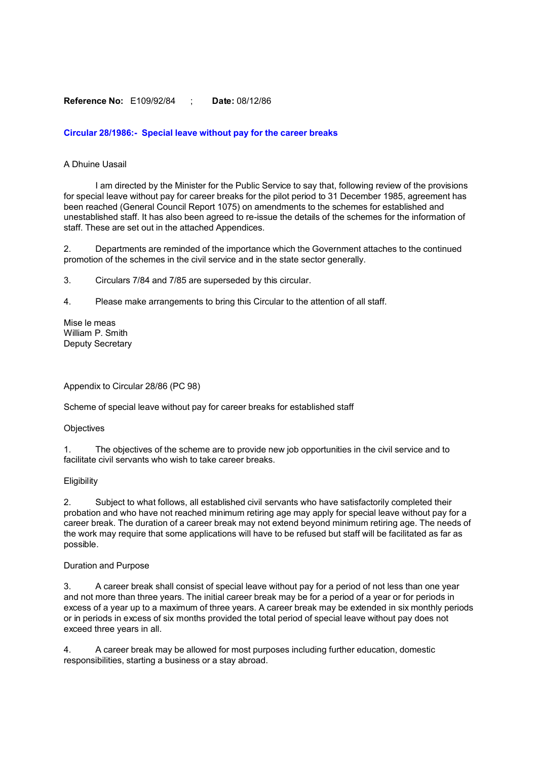**Reference No:** E109/92/84 ; **Date:** 08/12/86

**Circular 28/1986:- Special leave without pay for the career breaks**

A Dhuine Uasail

I am directed by the Minister for the Public Service to say that, following review of the provisions for special leave without pay for career breaks for the pilot period to 31 December 1985, agreement has been reached (General Council Report 1075) on amendments to the schemes for established and unestablished staff. It has also been agreed to re-issue the details of the schemes for the information of staff. These are set out in the attached Appendices.

2. Departments are reminded of the importance which the Government attaches to the continued promotion of the schemes in the civil service and in the state sector generally.

3. Circulars 7/84 and 7/85 are superseded by this circular.

4. Please make arrangements to bring this Circular to the attention of all staff.

Mise le meas
William P. Smith
Deputy Secretary

Appendix to Circular 28/86 (PC 98)

Scheme of special leave without pay for career breaks for established staff

Objectives

1. The objectives of the scheme are to provide new job opportunities in the civil service and to facilitate civil servants who wish to take career breaks.

Eligibility

2. Subject to what follows, all established civil servants who have satisfactorily completed their probation and who have not reached minimum retiring age may apply for special leave without pay for a career break. The duration of a career break may not extend beyond minimum retiring age. The needs of the work may require that some applications will have to be refused but staff will be facilitated as far as possible.

Duration and Purpose

3. A career break shall consist of special leave without pay for a period of not less than one year and not more than three years. The initial career break may be for a period of a year or for periods in excess of a year up to a maximum of three years. A career break may be extended in six monthly periods or in periods in excess of six months provided the total period of special leave without pay does not exceed three years in all.

4. A career break may be allowed for most purposes including further education, domestic responsibilities, starting a business or a stay abroad.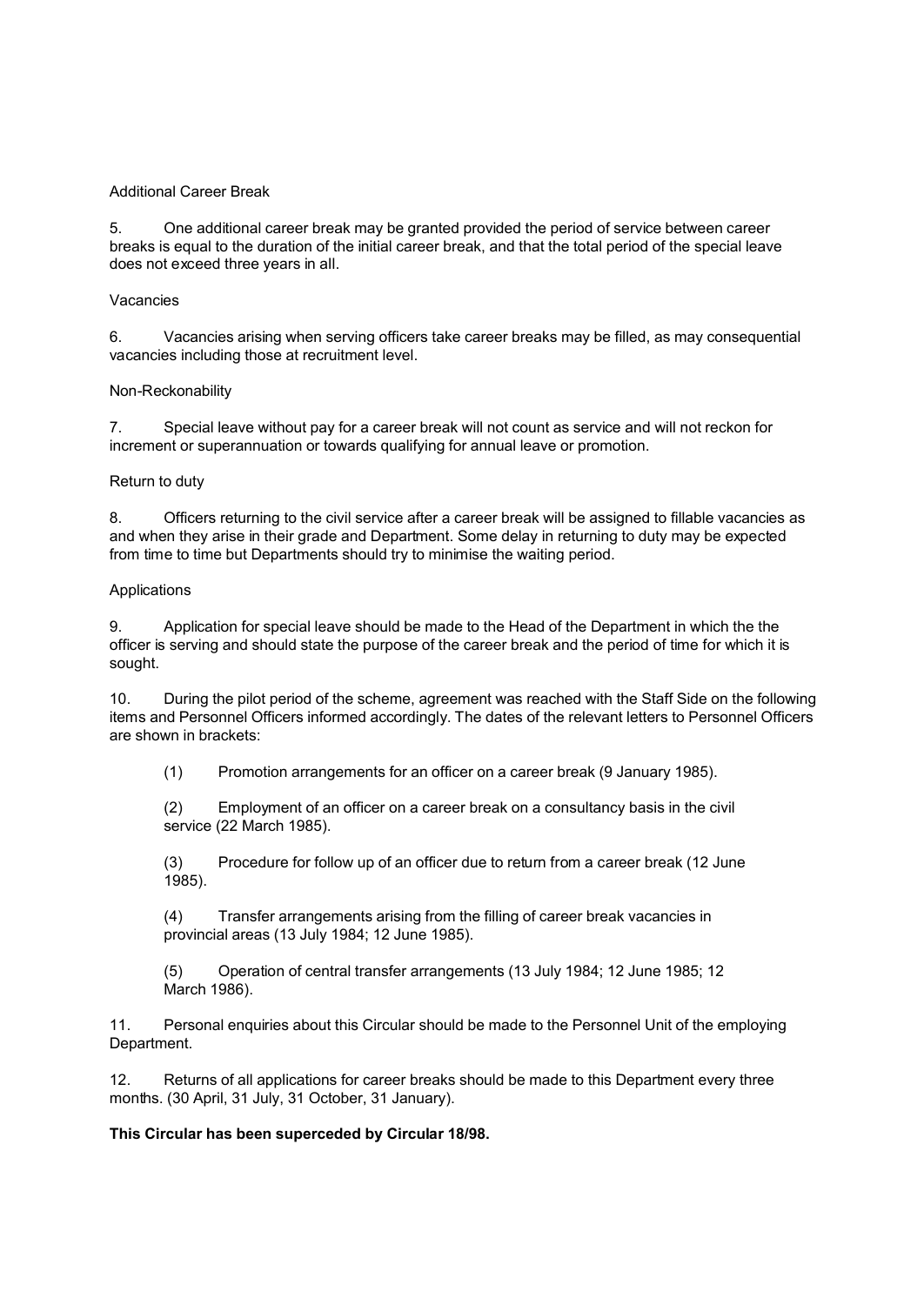Additional Career Break

5. One additional career break may be granted provided the period of service between career breaks is equal to the duration of the initial career break, and that the total period of the special leave does not exceed three years in all.

Vacancies

6. Vacancies arising when serving officers take career breaks may be filled, as may consequential vacancies including those at recruitment level.

Non-Reckonability

7. Special leave without pay for a career break will not count as service and will not reckon for increment or superannuation or towards qualifying for annual leave or promotion.

Return to duty

8. Officers returning to the civil service after a career break will be assigned to fillable vacancies as and when they arise in their grade and Department. Some delay in returning to duty may be expected from time to time but Departments should try to minimise the waiting period.

Applications

9. Application for special leave should be made to the Head of the Department in which the the officer is serving and should state the purpose of the career break and the period of time for which it is sought.

10. During the pilot period of the scheme, agreement was reached with the Staff Side on the following items and Personnel Officers informed accordingly. The dates of the relevant letters to Personnel Officers are shown in brackets:

(1) Promotion arrangements for an officer on a career break (9 January 1985).

(2) Employment of an officer on a career break on a consultancy basis in the civil service (22 March 1985).

(3) Procedure for follow up of an officer due to return from a career break (12 June 1985).

(4) Transfer arrangements arising from the filling of career break vacancies in provincial areas (13 July 1984; 12 June 1985).

(5) Operation of central transfer arrangements (13 July 1984; 12 June 1985; 12 March 1986).

11. Personal enquiries about this Circular should be made to the Personnel Unit of the employing Department.

12. Returns of all applications for career breaks should be made to this Department every three months. (30 April, 31 July, 31 October, 31 January).

**This Circular has been superceded by Circular 18/98.**